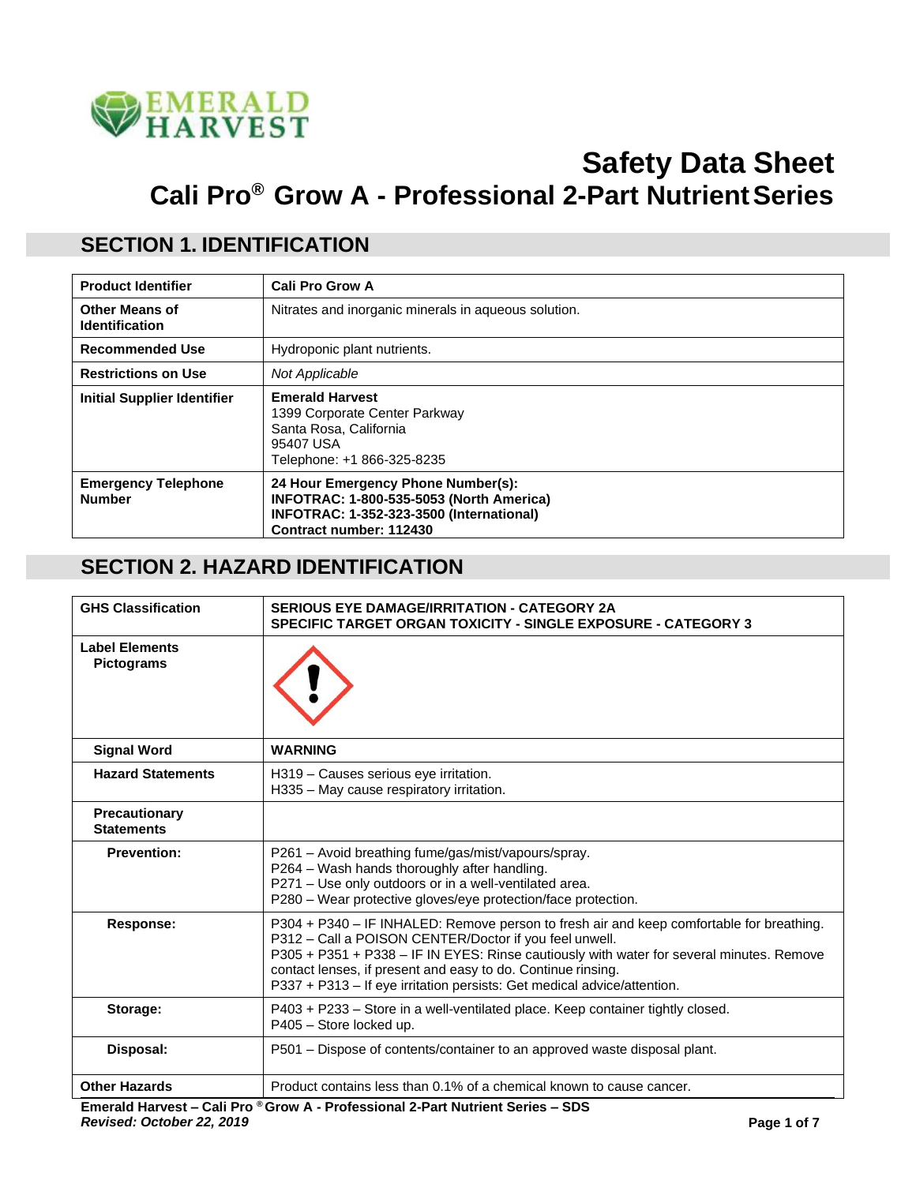EMERALD HARVEST

# Safety Data Sheet

# Cali Pro® Grow A - Professional 2-Part Nutrient Series

## SECTION 1. IDENTIFICATION

| | |
|---|---|
| **Product Identifier** | **Cali Pro Grow A** |
| **Other Means of Identification** | Nitrates and inorganic minerals in aqueous solution. |
| **Recommended Use** | Hydroponic plant nutrients. |
| **Restrictions on Use** | *Not Applicable* |
| **Initial Supplier Identifier** | **Emerald Harvest**<br>1399 Corporate Center Parkway<br>Santa Rosa, California<br>95407 USA<br>Telephone: +1 866-325-8235 |
| **Emergency Telephone Number** | **24 Hour Emergency Phone Number(s):**<br>**INFOTRAC: 1-800-535-5053 (North America)**<br>**INFOTRAC: 1-352-323-3500 (International)**<br>**Contract number: 112430** |

## SECTION 2. HAZARD IDENTIFICATION

| | |
|---|---|
| **GHS Classification** | **SERIOUS EYE DAMAGE/IRRITATION - CATEGORY 2A**<br>**SPECIFIC TARGET ORGAN TOXICITY - SINGLE EXPOSURE - CATEGORY 3** |
| **Label Elements**<br>**Pictograms** | |
| **Signal Word** | **WARNING** |
| **Hazard Statements** | H319 – Causes serious eye irritation.<br>H335 – May cause respiratory irritation. |
| **Precautionary Statements** | |
| **Prevention:** | P261 – Avoid breathing fume/gas/mist/vapours/spray.<br>P264 – Wash hands thoroughly after handling.<br>P271 – Use only outdoors or in a well-ventilated area.<br>P280 – Wear protective gloves/eye protection/face protection. |
| **Response:** | P304 + P340 – IF INHALED: Remove person to fresh air and keep comfortable for breathing.<br>P312 – Call a POISON CENTER/Doctor if you feel unwell.<br>P305 + P351 + P338 – IF IN EYES: Rinse cautiously with water for several minutes. Remove contact lenses, if present and easy to do. Continue rinsing.<br>P337 + P313 – If eye irritation persists: Get medical advice/attention. |
| **Storage:** | P403 + P233 – Store in a well-ventilated place. Keep container tightly closed.<br>P405 – Store locked up. |
| **Disposal:** | P501 – Dispose of contents/container to an approved waste disposal plant. |
| **Other Hazards** | Product contains less than 0.1% of a chemical known to cause cancer. |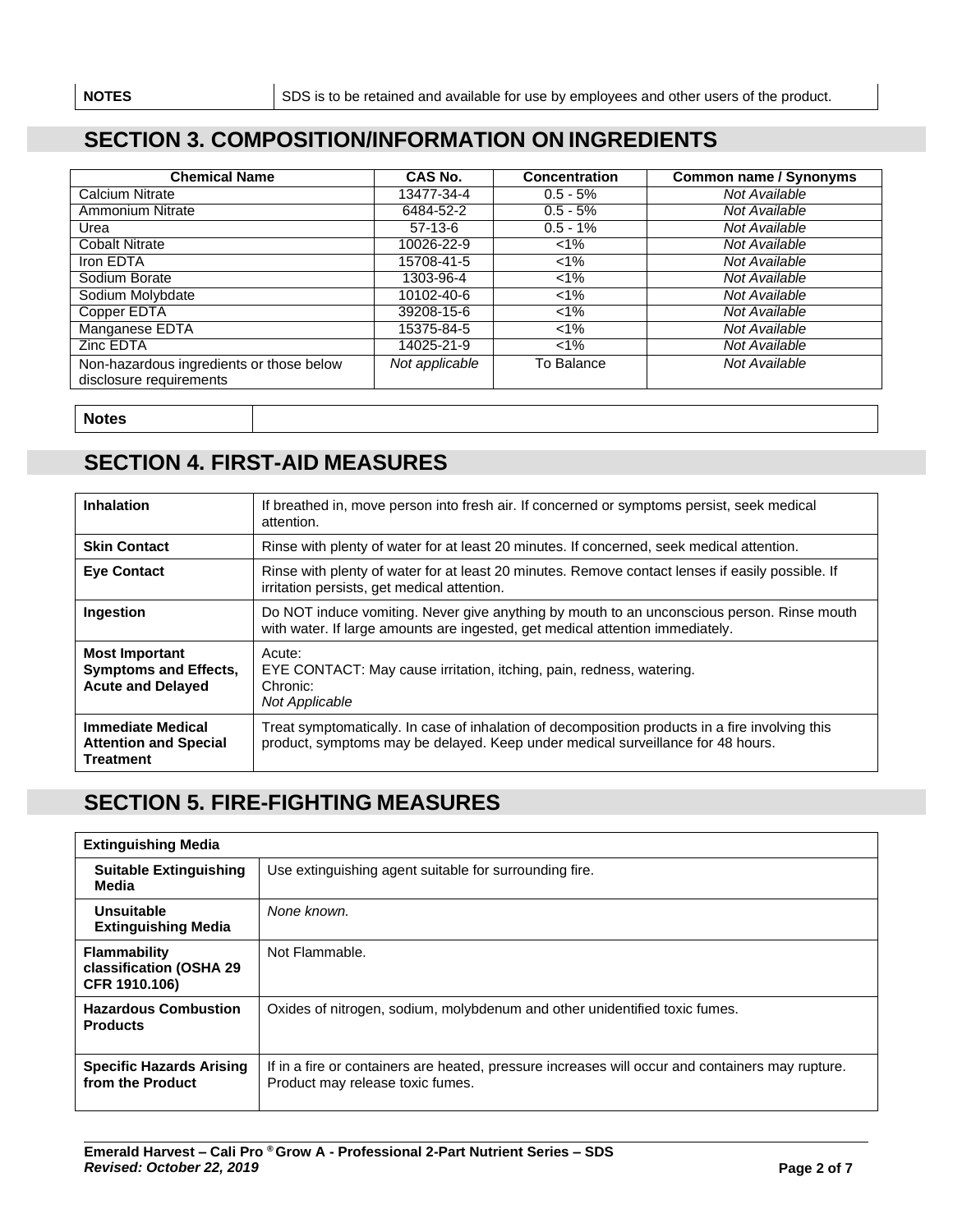| NOTES | SDS is to be retained and available for use by employees and other users of the product. |
|---|---|

## SECTION 3. COMPOSITION/INFORMATION ON INGREDIENTS

| Chemical Name | CAS No. | Concentration | Common name / Synonyms |
|---|---|---|---|
| Calcium Nitrate | 13477-34-4 | 0.5 - 5% | *Not Available* |
| Ammonium Nitrate | 6484-52-2 | 0.5 - 5% | *Not Available* |
| Urea | 57-13-6 | 0.5 - 1% | *Not Available* |
| Cobalt Nitrate | 10026-22-9 | <1% | *Not Available* |
| Iron EDTA | 15708-41-5 | <1% | *Not Available* |
| Sodium Borate | 1303-96-4 | <1% | *Not Available* |
| Sodium Molybdate | 10102-40-6 | <1% | *Not Available* |
| Copper EDTA | 39208-15-6 | <1% | *Not Available* |
| Manganese EDTA | 15375-84-5 | <1% | *Not Available* |
| Zinc EDTA | 14025-21-9 | <1% | *Not Available* |
| Non-hazardous ingredients or those below disclosure requirements | *Not applicable* | To Balance | *Not Available* |

| Notes | |
|---|---|

## SECTION 4. FIRST-AID MEASURES

| | |
|---|---|
| **Inhalation** | If breathed in, move person into fresh air. If concerned or symptoms persist, seek medical attention. |
| **Skin Contact** | Rinse with plenty of water for at least 20 minutes. If concerned, seek medical attention. |
| **Eye Contact** | Rinse with plenty of water for at least 20 minutes. Remove contact lenses if easily possible. If irritation persists, get medical attention. |
| **Ingestion** | Do NOT induce vomiting. Never give anything by mouth to an unconscious person. Rinse mouth with water. If large amounts are ingested, get medical attention immediately. |
| **Most Important Symptoms and Effects, Acute and Delayed** | Acute:<br>EYE CONTACT: May cause irritation, itching, pain, redness, watering.<br>Chronic:<br>*Not Applicable* |
| **Immediate Medical Attention and Special Treatment** | Treat symptomatically. In case of inhalation of decomposition products in a fire involving this product, symptoms may be delayed. Keep under medical surveillance for 48 hours. |

## SECTION 5. FIRE-FIGHTING MEASURES

| **Extinguishing Media** | |
|---|---|
| **Suitable Extinguishing Media** | Use extinguishing agent suitable for surrounding fire. |
| **Unsuitable Extinguishing Media** | *None known.* |
| **Flammability classification (OSHA 29 CFR 1910.106)** | Not Flammable. |
| **Hazardous Combustion Products** | Oxides of nitrogen, sodium, molybdenum and other unidentified toxic fumes. |
| **Specific Hazards Arising from the Product** | If in a fire or containers are heated, pressure increases will occur and containers may rupture. Product may release toxic fumes. |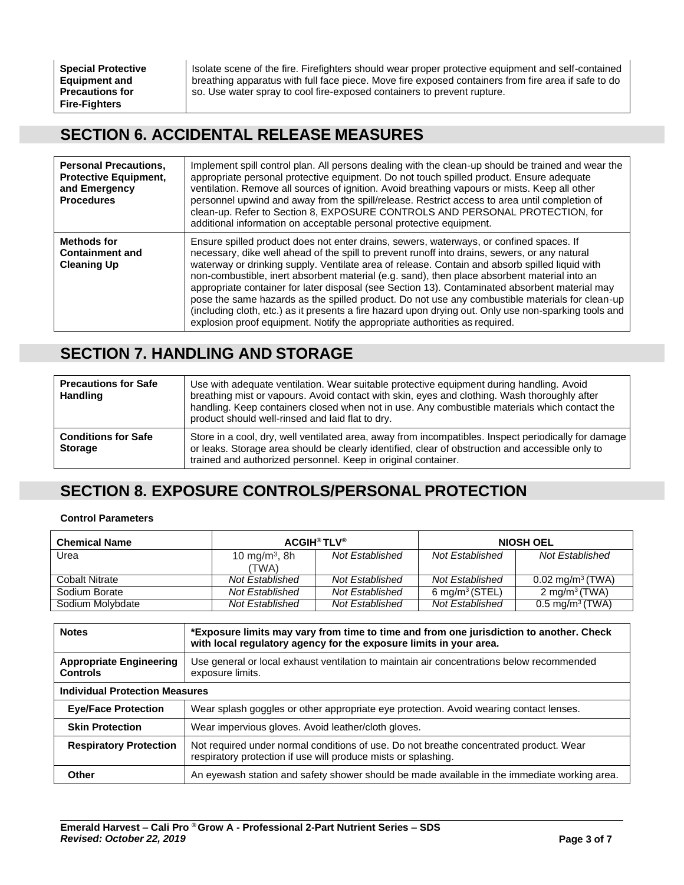| **Special Protective Equipment and Precautions for Fire-Fighters** | Isolate scene of the fire. Firefighters should wear proper protective equipment and self-contained breathing apparatus with full face piece. Move fire exposed containers from fire area if safe to do so. Use water spray to cool fire-exposed containers to prevent rupture. |
|---|---|

## SECTION 6. ACCIDENTAL RELEASE MEASURES

| **Personal Precautions, Protective Equipment, and Emergency Procedures** | Implement spill control plan. All persons dealing with the clean-up should be trained and wear the appropriate personal protective equipment. Do not touch spilled product. Ensure adequate ventilation. Remove all sources of ignition. Avoid breathing vapours or mists. Keep all other personnel upwind and away from the spill/release. Restrict access to area until completion of clean-up. Refer to Section 8, EXPOSURE CONTROLS AND PERSONAL PROTECTION, for additional information on acceptable personal protective equipment. |
|---|---|
| **Methods for Containment and Cleaning Up** | Ensure spilled product does not enter drains, sewers, waterways, or confined spaces. If necessary, dike well ahead of the spill to prevent runoff into drains, sewers, or any natural waterway or drinking supply. Ventilate area of release. Contain and absorb spilled liquid with non-combustible, inert absorbent material (e.g. sand), then place absorbent material into an appropriate container for later disposal (see Section 13). Contaminated absorbent material may pose the same hazards as the spilled product. Do not use any combustible materials for clean-up (including cloth, etc.) as it presents a fire hazard upon drying out. Only use non-sparking tools and explosion proof equipment. Notify the appropriate authorities as required. |

## SECTION 7. HANDLING AND STORAGE

| **Precautions for Safe Handling** | Use with adequate ventilation. Wear suitable protective equipment during handling. Avoid breathing mist or vapours. Avoid contact with skin, eyes and clothing. Wash thoroughly after handling. Keep containers closed when not in use. Any combustible materials which contact the product should well-rinsed and laid flat to dry. |
|---|---|
| **Conditions for Safe Storage** | Store in a cool, dry, well ventilated area, away from incompatibles. Inspect periodically for damage or leaks. Storage area should be clearly identified, clear of obstruction and accessible only to trained and authorized personnel. Keep in original container. |

## SECTION 8. EXPOSURE CONTROLS/PERSONAL PROTECTION

**Control Parameters**

| **Chemical Name** | **ACGIH® TLV®** | | **NIOSH OEL** | |
|---|---|---|---|---|
| Urea | 10 mg/m$^3$, 8h (TWA) | *Not Established* | *Not Established* | *Not Established* |
| Cobalt Nitrate | *Not Established* | *Not Established* | *Not Established* | 0.02 mg/m$^3$ (TWA) |
| Sodium Borate | *Not Established* | *Not Established* | 6 mg/m$^3$ (STEL) | 2 mg/m$^3$ (TWA) |
| Sodium Molybdate | *Not Established* | *Not Established* | *Not Established* | 0.5 mg/m$^3$ (TWA) |

| **Notes** | ***Exposure limits may vary from time to time and from one jurisdiction to another. Check with local regulatory agency for the exposure limits in your area.** |
|---|---|
| **Appropriate Engineering Controls** | Use general or local exhaust ventilation to maintain air concentrations below recommended exposure limits. |
| **Individual Protection Measures** | |
| **Eye/Face Protection** | Wear splash goggles or other appropriate eye protection. Avoid wearing contact lenses. |
| **Skin Protection** | Wear impervious gloves. Avoid leather/cloth gloves. |
| **Respiratory Protection** | Not required under normal conditions of use. Do not breathe concentrated product. Wear respiratory protection if use will produce mists or splashing. |
| **Other** | An eyewash station and safety shower should be made available in the immediate working area. |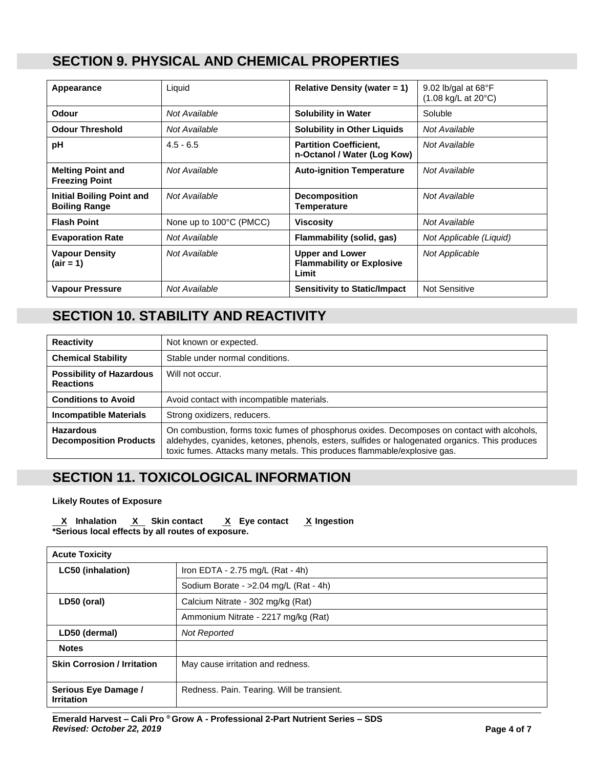## SECTION 9. PHYSICAL AND CHEMICAL PROPERTIES

| Appearance | Liquid | Relative Density (water = 1) | 9.02 lb/gal at 68°F (1.08 kg/L at 20°C) |
|---|---|---|---|
| **Odour** | *Not Available* | **Solubility in Water** | Soluble |
| **Odour Threshold** | *Not Available* | **Solubility in Other Liquids** | *Not Available* |
| **pH** | 4.5 - 6.5 | **Partition Coefficient, n-Octanol / Water (Log Kow)** | *Not Available* |
| **Melting Point and Freezing Point** | *Not Available* | **Auto-ignition Temperature** | *Not Available* |
| **Initial Boiling Point and Boiling Range** | *Not Available* | **Decomposition Temperature** | *Not Available* |
| **Flash Point** | None up to 100°C (PMCC) | **Viscosity** | *Not Available* |
| **Evaporation Rate** | *Not Available* | **Flammability (solid, gas)** | *Not Applicable (Liquid)* |
| **Vapour Density (air = 1)** | *Not Available* | **Upper and Lower Flammability or Explosive Limit** | *Not Applicable* |
| **Vapour Pressure** | *Not Available* | **Sensitivity to Static/Impact** | Not Sensitive |

## SECTION 10. STABILITY AND REACTIVITY

| Reactivity | Not known or expected. |
|---|---|
| **Chemical Stability** | Stable under normal conditions. |
| **Possibility of Hazardous Reactions** | Will not occur. |
| **Conditions to Avoid** | Avoid contact with incompatible materials. |
| **Incompatible Materials** | Strong oxidizers, reducers. |
| **Hazardous Decomposition Products** | On combustion, forms toxic fumes of phosphorus oxides. Decomposes on contact with alcohols, aldehydes, cyanides, ketones, phenols, esters, sulfides or halogenated organics. This produces toxic fumes. Attacks many metals. This produces flammable/explosive gas. |

## SECTION 11. TOXICOLOGICAL INFORMATION

**Likely Routes of Exposure**

**X Inhalation X Skin contact X Eye contact X Ingestion**
***Serious local effects by all routes of exposure.**

| Acute Toxicity | |
|---|---|
| **LC50 (inhalation)** | Iron EDTA - 2.75 mg/L (Rat - 4h) |
| | Sodium Borate - >2.04 mg/L (Rat - 4h) |
| **LD50 (oral)** | Calcium Nitrate - 302 mg/kg (Rat) |
| | Ammonium Nitrate - 2217 mg/kg (Rat) |
| **LD50 (dermal)** | *Not Reported* |
| **Notes** | |
| **Skin Corrosion / Irritation** | May cause irritation and redness. |
| **Serious Eye Damage / Irritation** | Redness. Pain. Tearing. Will be transient. |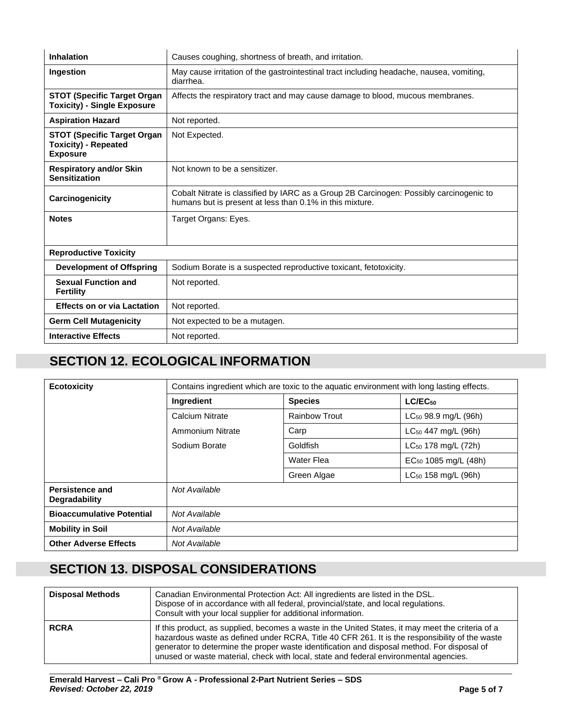| | |
|---|---|
| **Inhalation** | Causes coughing, shortness of breath, and irritation. |
| **Ingestion** | May cause irritation of the gastrointestinal tract including headache, nausea, vomiting, diarrhea. |
| **STOT (Specific Target Organ Toxicity) - Single Exposure** | Affects the respiratory tract and may cause damage to blood, mucous membranes. |
| **Aspiration Hazard** | Not reported. |
| **STOT (Specific Target Organ Toxicity) - Repeated Exposure** | Not Expected. |
| **Respiratory and/or Skin Sensitization** | Not known to be a sensitizer. |
| **Carcinogenicity** | Cobalt Nitrate is classified by IARC as a Group 2B Carcinogen: Possibly carcinogenic to humans but is present at less than 0.1% in this mixture. |
| **Notes** | Target Organs: Eyes. |
| **Reproductive Toxicity** | |
| **Development of Offspring** | Sodium Borate is a suspected reproductive toxicant, fetotoxicity. |
| **Sexual Function and Fertility** | Not reported. |
| **Effects on or via Lactation** | Not reported. |
| **Germ Cell Mutagenicity** | Not expected to be a mutagen. |
| **Interactive Effects** | Not reported. |

## SECTION 12. ECOLOGICAL INFORMATION

| | | | |
|---|---|---|---|
| **Ecotoxicity** | Contains ingredient which are toxic to the aquatic environment with long lasting effects. | | |
| | **Ingredient** | **Species** | **$LC/EC_{50}$** |
| | Calcium Nitrate | Rainbow Trout | $LC_{50}$ 98.9 mg/L (96h) |
| | Ammonium Nitrate | Carp | $LC_{50}$ 447 mg/L (96h) |
| | Sodium Borate | Goldfish | $LC_{50}$ 178 mg/L (72h) |
| | | Water Flea | $EC_{50}$ 1085 mg/L (48h) |
| | | Green Algae | $LC_{50}$ 158 mg/L (96h) |
| **Persistence and Degradability** | *Not Available* | | |
| **Bioaccumulative Potential** | *Not Available* | | |
| **Mobility in Soil** | *Not Available* | | |
| **Other Adverse Effects** | *Not Available* | | |

## SECTION 13. DISPOSAL CONSIDERATIONS

| | |
|---|---|
| **Disposal Methods** | Canadian Environmental Protection Act: All ingredients are listed in the DSL. Dispose of in accordance with all federal, provincial/state, and local regulations. Consult with your local supplier for additional information. |
| **RCRA** | If this product, as supplied, becomes a waste in the United States, it may meet the criteria of a hazardous waste as defined under RCRA, Title 40 CFR 261. It is the responsibility of the waste generator to determine the proper waste identification and disposal method. For disposal of unused or waste material, check with local, state and federal environmental agencies. |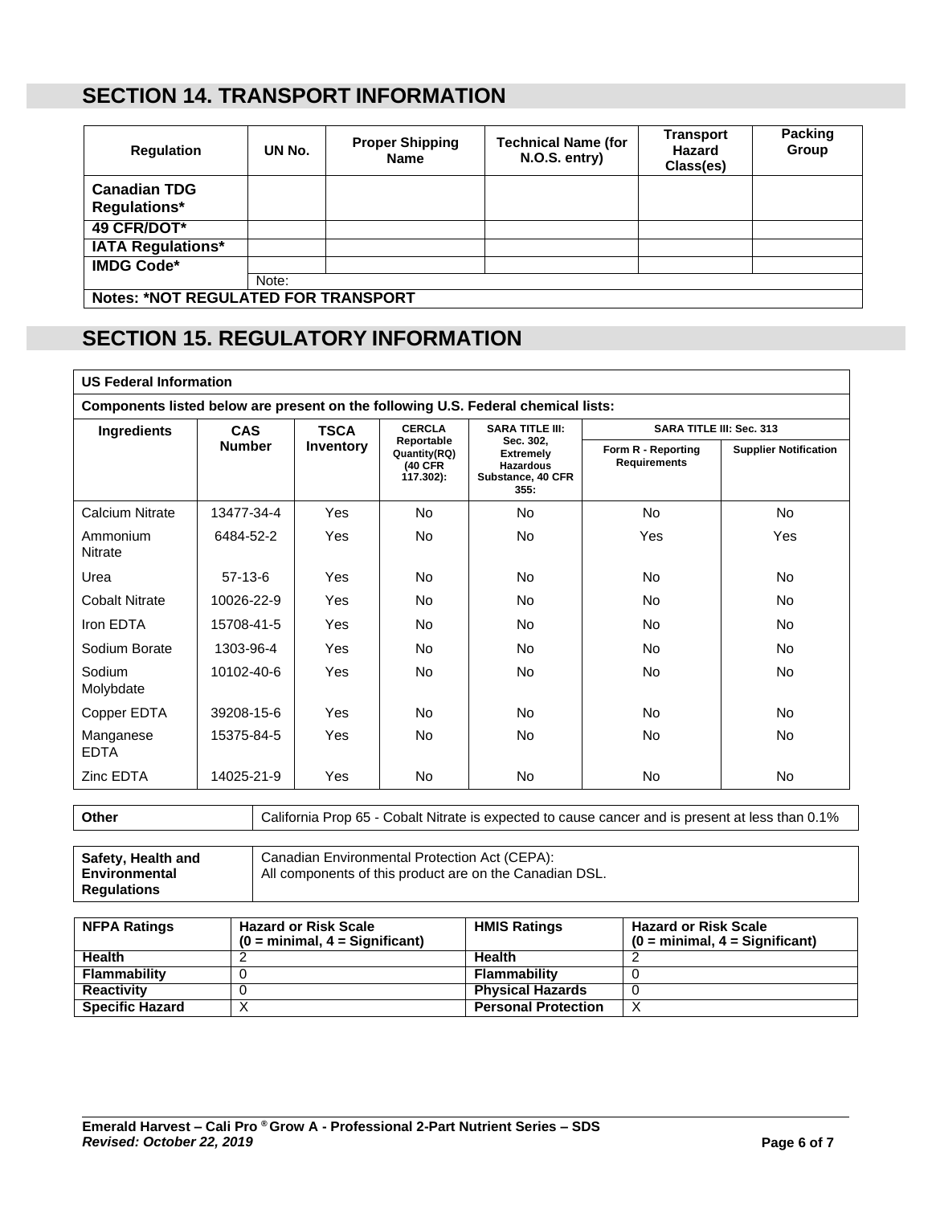## SECTION 14. TRANSPORT INFORMATION

| Regulation | UN No. | Proper Shipping Name | Technical Name (for N.O.S. entry) | Transport Hazard Class(es) | Packing Group |
|---|---|---|---|---|---|
| **Canadian TDG Regulations*** | | | | | |
| **49 CFR/DOT*** | | | | | |
| **IATA Regulations*** | | | | | |
| **IMDG Code*** | | | | | |
| | Note: | | | | |
| **Notes: *NOT REGULATED FOR TRANSPORT** | | | | | |

## SECTION 15. REGULATORY INFORMATION

**US Federal Information**

**Components listed below are present on the following U.S. Federal chemical lists:**

| Ingredients | CAS Number | TSCA Inventory | CERCLA Reportable Quantity(RQ) (40 CFR 117.302): | SARA TITLE III: Sec. 302, Extremely Hazardous Substance, 40 CFR 355: | SARA TITLE III: Sec. 313 | |
|---|---|---|---|---|---|---|
| | | | | | Form R - Reporting Requirements | Supplier Notification |
| Calcium Nitrate | 13477-34-4 | Yes | No | No | No | No |
| Ammonium Nitrate | 6484-52-2 | Yes | No | No | Yes | Yes |
| Urea | 57-13-6 | Yes | No | No | No | No |
| Cobalt Nitrate | 10026-22-9 | Yes | No | No | No | No |
| Iron EDTA | 15708-41-5 | Yes | No | No | No | No |
| Sodium Borate | 1303-96-4 | Yes | No | No | No | No |
| Sodium Molybdate | 10102-40-6 | Yes | No | No | No | No |
| Copper EDTA | 39208-15-6 | Yes | No | No | No | No |
| Manganese EDTA | 15375-84-5 | Yes | No | No | No | No |
| Zinc EDTA | 14025-21-9 | Yes | No | No | No | No |

| **Other** | California Prop 65 - Cobalt Nitrate is expected to cause cancer and is present at less than 0.1% |
|---|---|

| **Safety, Health and Environmental Regulations** | Canadian Environmental Protection Act (CEPA): All components of this product are on the Canadian DSL. |
|---|---|

| NFPA Ratings | Hazard or Risk Scale (0 = minimal, 4 = Significant) | HMIS Ratings | Hazard or Risk Scale (0 = minimal, 4 = Significant) |
|---|---|---|---|
| **Health** | 2 | **Health** | 2 |
| **Flammability** | 0 | **Flammability** | 0 |
| **Reactivity** | 0 | **Physical Hazards** | 0 |
| **Specific Hazard** | X | **Personal Protection** | X |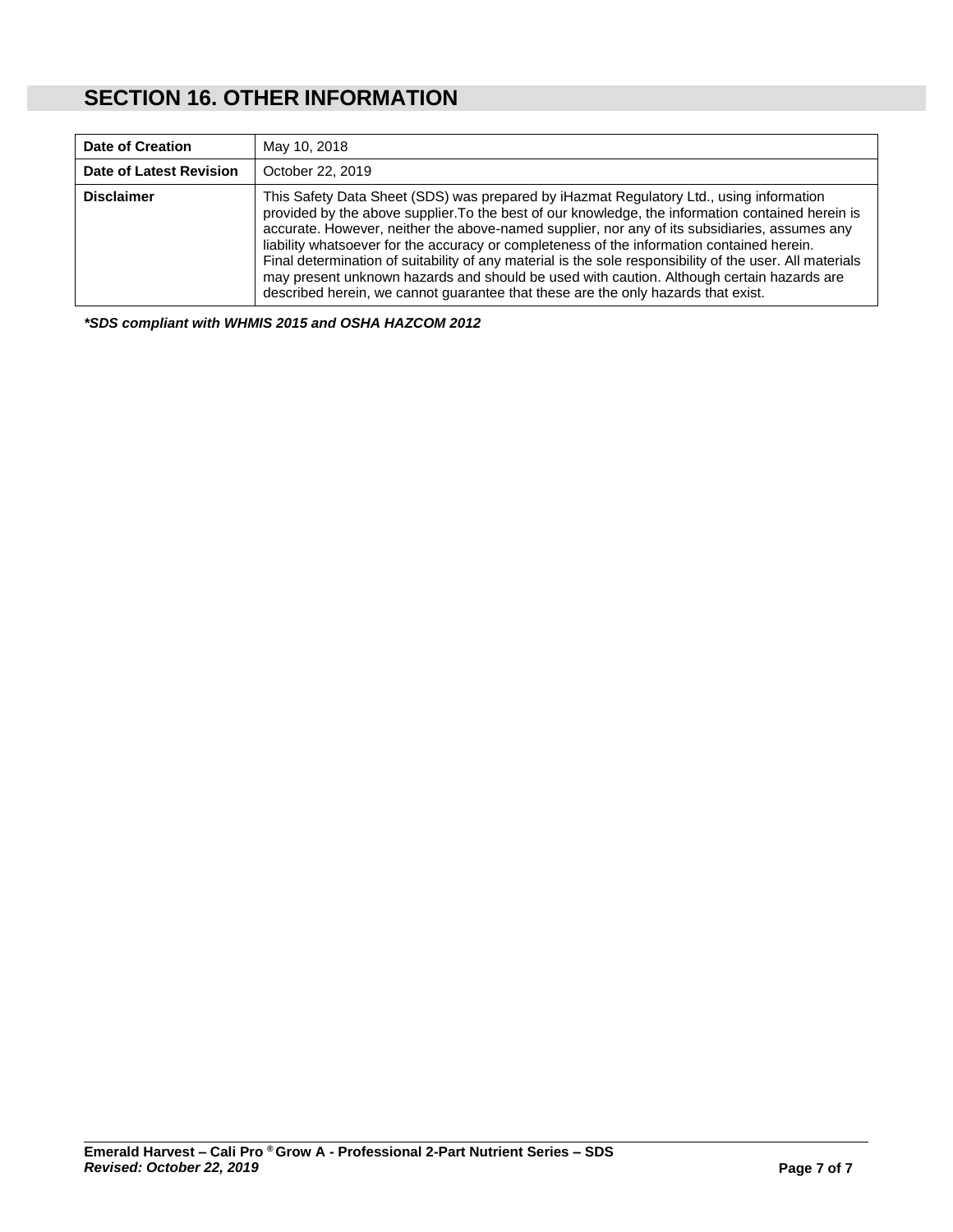## SECTION 16. OTHER INFORMATION

| | |
|---|---|
| **Date of Creation** | May 10, 2018 |
| **Date of Latest Revision** | October 22, 2019 |
| **Disclaimer** | This Safety Data Sheet (SDS) was prepared by iHazmat Regulatory Ltd., using information provided by the above supplier.To the best of our knowledge, the information contained herein is accurate. However, neither the above-named supplier, nor any of its subsidiaries, assumes any liability whatsoever for the accuracy or completeness of the information contained herein. Final determination of suitability of any material is the sole responsibility of the user. All materials may present unknown hazards and should be used with caution. Although certain hazards are described herein, we cannot guarantee that these are the only hazards that exist. |

***SDS compliant with WHMIS 2015 and OSHA HAZCOM 2012**